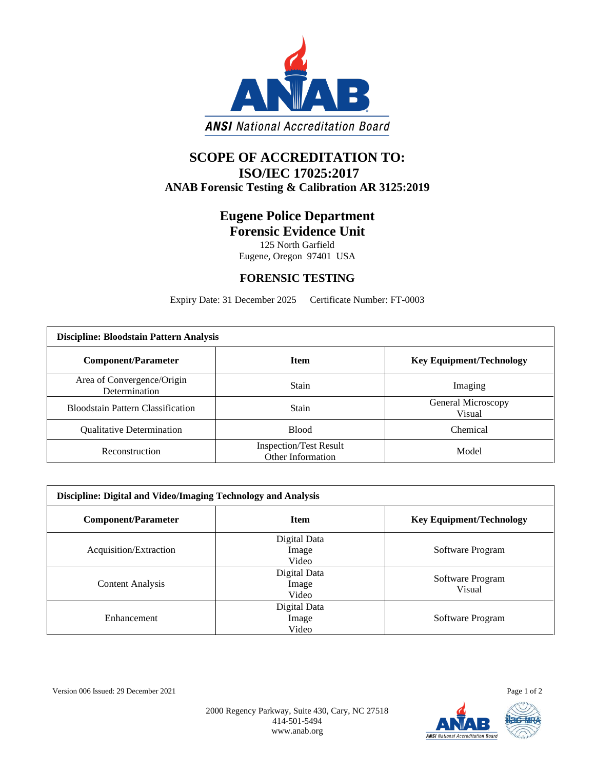# SCOPE OF ACCREDITATION TO:
# ISO/IEC 17025:2017
## ANAB Forensic Testing & Calibration AR 3125:2019

## Eugene Police Department
## Forensic Evidence Unit

125 North Garfield
Eugene, Oregon 97401 USA

## FORENSIC TESTING

Expiry Date: 31 December 2025 Certificate Number: FT-0003

| Discipline: Bloodstain Pattern Analysis | | |
|---|---|---|
| **Component/Parameter** | **Item** | **Key Equipment/Technology** |
| Area of Convergence/Origin Determination | Stain | Imaging |
| Bloodstain Pattern Classification | Stain | General Microscopy<br>Visual |
| Qualitative Determination | Blood | Chemical |
| Reconstruction | Inspection/Test Result<br>Other Information | Model |

| Discipline: Digital and Video/Imaging Technology and Analysis | | |
|---|---|---|
| **Component/Parameter** | **Item** | **Key Equipment/Technology** |
| Acquisition/Extraction | Digital Data<br>Image<br>Video | Software Program |
| Content Analysis | Digital Data<br>Image<br>Video | Software Program<br>Visual |
| Enhancement | Digital Data<br>Image<br>Video | Software Program |

Version 006 Issued: 29 December 2021

2000 Regency Parkway, Suite 430, Cary, NC 27518
414-501-5494
www.anab.org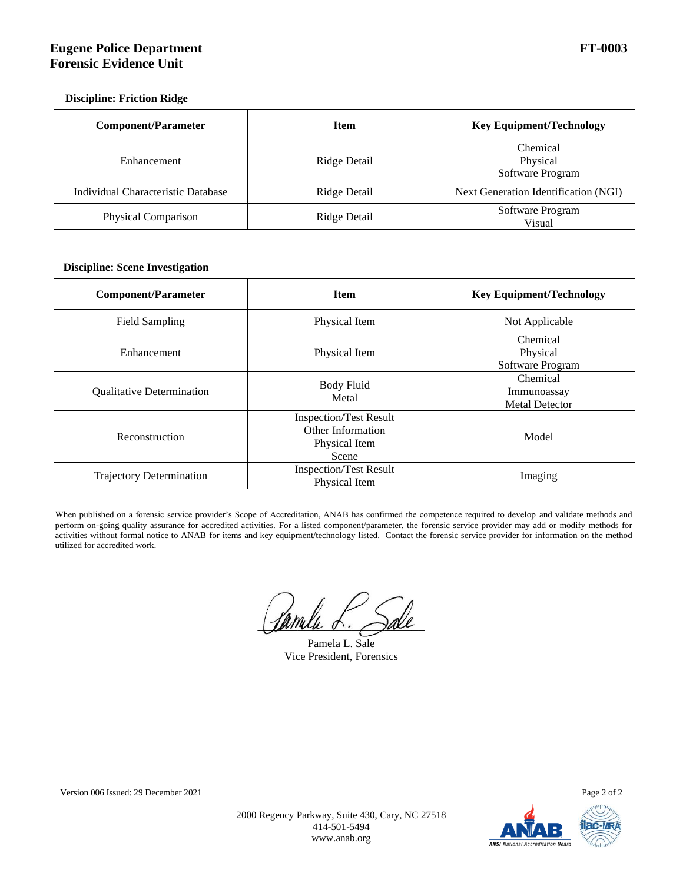| Discipline: Friction Ridge | | |
|---|---|---|
| **Component/Parameter** | **Item** | **Key Equipment/Technology** |
| Enhancement | Ridge Detail | Chemical<br>Physical<br>Software Program |
| Individual Characteristic Database | Ridge Detail | Next Generation Identification (NGI) |
| Physical Comparison | Ridge Detail | Software Program<br>Visual |

| Discipline: Scene Investigation | | |
|---|---|---|
| **Component/Parameter** | **Item** | **Key Equipment/Technology** |
| Field Sampling | Physical Item | Not Applicable |
| Enhancement | Physical Item | Chemical<br>Physical<br>Software Program |
| Qualitative Determination | Body Fluid<br>Metal | Chemical<br>Immunoassay<br>Metal Detector |
| Reconstruction | Inspection/Test Result<br>Other Information<br>Physical Item<br>Scene | Model |
| Trajectory Determination | Inspection/Test Result<br>Physical Item | Imaging |

When published on a forensic service provider's Scope of Accreditation, ANAB has confirmed the competence required to develop and validate methods and perform on-going quality assurance for accredited activities. For a listed component/parameter, the forensic service provider may add or modify methods for activities without formal notice to ANAB for items and key equipment/technology listed. Contact the forensic service provider for information on the method utilized for accredited work.

Pamela L. Sale
Vice President, Forensics

Version 006 Issued: 29 December 2021

2000 Regency Parkway, Suite 430, Cary, NC 27518
414-501-5494
www.anab.org